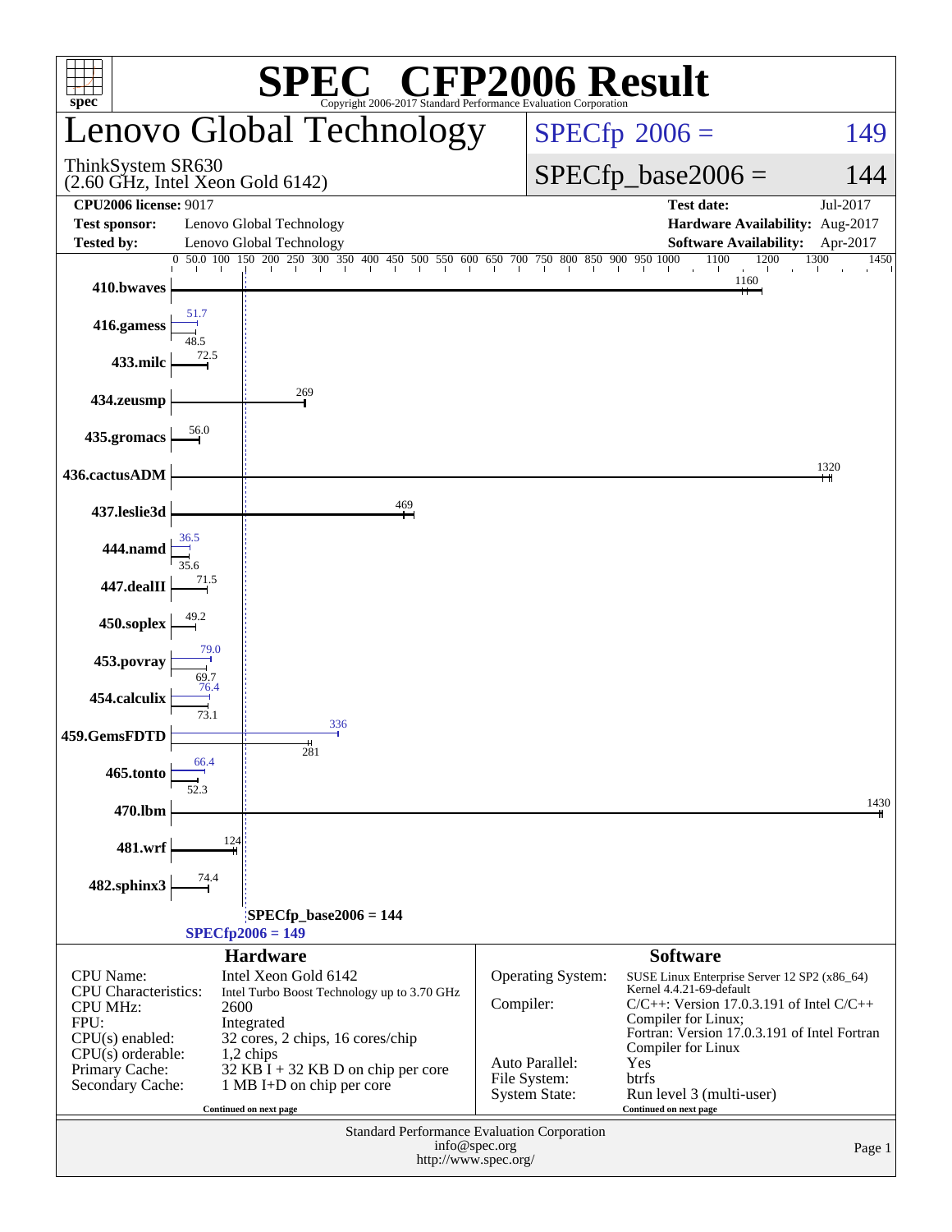# SPEC CFP2006 Result

Copyright 2006-2017 Standard Performance Evaluation Corporation

## Lenovo Global Technology

ThinkSystem SR630
(2.60 GHz, Intel Xeon Gold 6142)

**SPECfp 2006 = 149**

**SPECfp_base2006 = 144**

| | | | |
|---|---|---|---|
| **CPU2006 license:** 9017 | | **Test date:** | Jul-2017 |
| **Test sponsor:** | Lenovo Global Technology | **Hardware Availability:** | Aug-2017 |
| **Tested by:** | Lenovo Global Technology | **Software Availability:** | Apr-2017 |

| Benchmark | Base | Peak |
|---|---|---|
| 410.bwaves | 1160 | |
| 416.gamess | 48.5 | 51.7 |
| 433.milc | 72.5 | |
| 434.zeusmp | 269 | |
| 435.gromacs | 56.0 | |
| 436.cactusADM | 1320 | |
| 437.leslie3d | 469 | |
| 444.namd | 35.6 | 36.5 |
| 447.dealII | 71.5 | |
| 450.soplex | 49.2 | |
| 453.povray | 69.7 | 79.0 |
| 454.calculix | 73.1 | 76.4 |
| 459.GemsFDTD | 281 | 336 |
| 465.tonto | 52.3 | 66.4 |
| 470.lbm | 1430 | |
| 481.wrf | 124 | |
| 482.sphinx3 | 74.4 | |

SPECfp_base2006 = 144

SPECfp2006 = 149

### Hardware

| | |
|---|---|
| CPU Name: | Intel Xeon Gold 6142 |
| CPU Characteristics: | Intel Turbo Boost Technology up to 3.70 GHz |
| CPU MHz: | 2600 |
| FPU: | Integrated |
| CPU(s) enabled: | 32 cores, 2 chips, 16 cores/chip |
| CPU(s) orderable: | 1,2 chips |
| Primary Cache: | 32 KB I + 32 KB D on chip per core |
| Secondary Cache: | 1 MB I+D on chip per core |

Continued on next page

### Software

| | |
|---|---|
| Operating System: | SUSE Linux Enterprise Server 12 SP2 (x86_64) Kernel 4.4.21-69-default |
| Compiler: | C/C++: Version 17.0.3.191 of Intel C/C++ Compiler for Linux; Fortran: Version 17.0.3.191 of Intel Fortran Compiler for Linux |
| Auto Parallel: | Yes |
| File System: | btrfs |
| System State: | Run level 3 (multi-user) |

Continued on next page

Standard Performance Evaluation Corporation
info@spec.org
http://www.spec.org/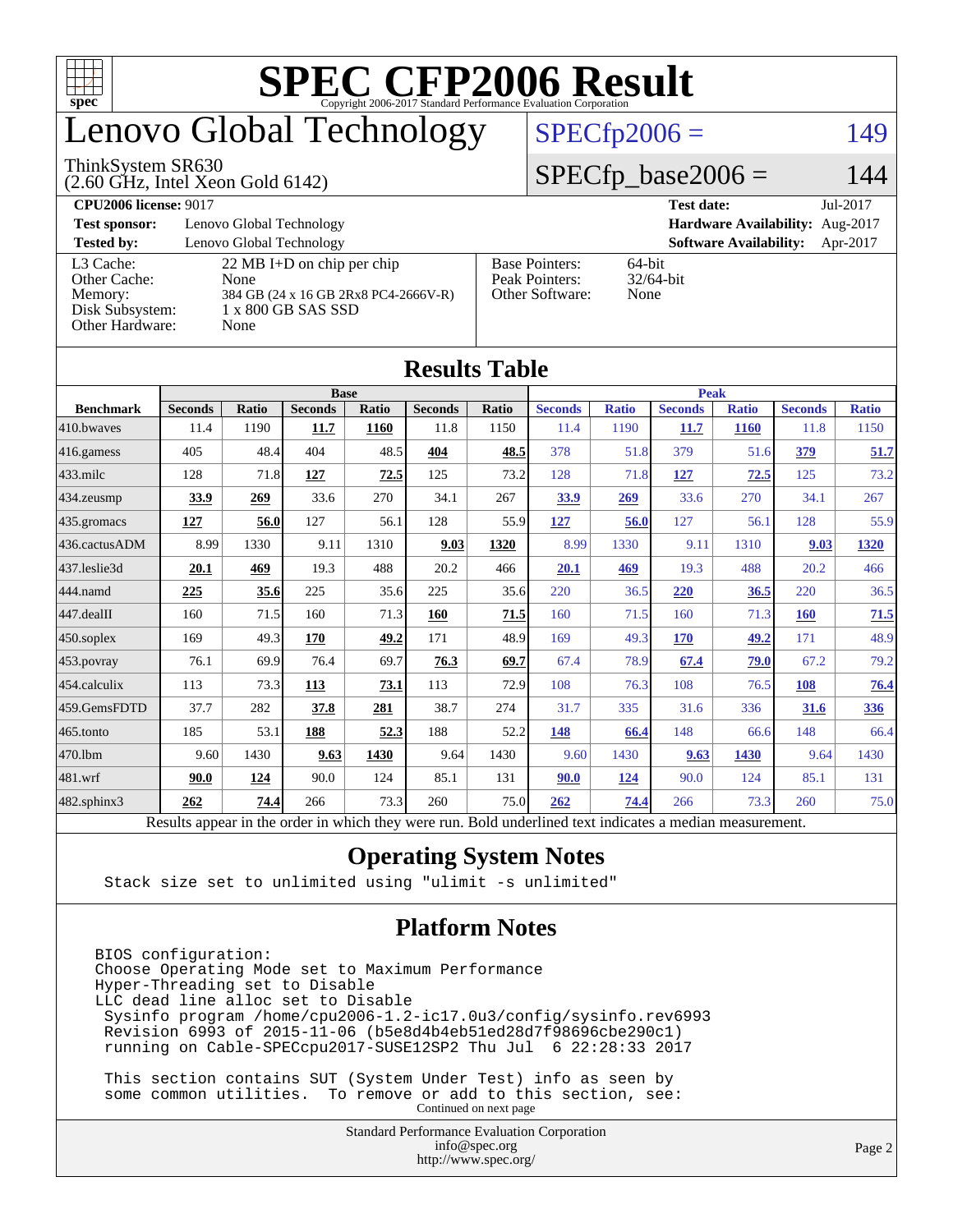# SPEC CFP2006 Result

Copyright 2006-2017 Standard Performance Evaluation Corporation

## Lenovo Global Technology

ThinkSystem SR630
(2.60 GHz, Intel Xeon Gold 6142)

SPECfp2006 = 149

SPECfp_base2006 = 144

| | | | |
|---|---|---|---|
| **CPU2006 license:** 9017 | | **Test date:** | Jul-2017 |
| **Test sponsor:** | Lenovo Global Technology | **Hardware Availability:** | Aug-2017 |
| **Tested by:** | Lenovo Global Technology | **Software Availability:** | Apr-2017 |

| | | | |
|---|---|---|---|
| L3 Cache: | 22 MB I+D on chip per chip | Base Pointers: | 64-bit |
| Other Cache: | None | Peak Pointers: | 32/64-bit |
| Memory: | 384 GB (24 x 16 GB 2Rx8 PC4-2666V-R) | Other Software: | None |
| Disk Subsystem: | 1 x 800 GB SAS SSD | | |
| Other Hardware: | None | | |

## Results Table

| | Base | | | | | | Peak | | | | | |
|---|---|---|---|---|---|---|---|---|---|---|---|---|
| **Benchmark** | **Seconds** | **Ratio** | **Seconds** | **Ratio** | **Seconds** | **Ratio** | **Seconds** | **Ratio** | **Seconds** | **Ratio** | **Seconds** | **Ratio** |
| 410.bwaves | 11.4 | 1190 | **11.7** | **1160** | 11.8 | 1150 | 11.4 | 1190 | **11.7** | **1160** | 11.8 | 1150 |
| 416.gamess | 405 | 48.4 | 404 | 48.5 | **404** | **48.5** | 378 | 51.8 | 379 | 51.6 | **379** | **51.7** |
| 433.milc | 128 | 71.8 | **127** | **72.5** | 125 | 73.2 | 128 | 71.8 | **127** | **72.5** | 125 | 73.2 |
| 434.zeusmp | **33.9** | **269** | 33.6 | 270 | 34.1 | 267 | **33.9** | **269** | 33.6 | 270 | 34.1 | 267 |
| 435.gromacs | **127** | **56.0** | 127 | 56.1 | 128 | 55.9 | **127** | **56.0** | 127 | 56.1 | 128 | 55.9 |
| 436.cactusADM | 8.99 | 1330 | 9.11 | 1310 | **9.03** | **1320** | 8.99 | 1330 | 9.11 | 1310 | **9.03** | **1320** |
| 437.leslie3d | **20.1** | **469** | 19.3 | 488 | 20.2 | 466 | **20.1** | **469** | 19.3 | 488 | 20.2 | 466 |
| 444.namd | **225** | **35.6** | 225 | 35.6 | 225 | 35.6 | 220 | 36.5 | **220** | **36.5** | 220 | 36.5 |
| 447.dealII | 160 | 71.5 | 160 | 71.3 | **160** | **71.5** | 160 | 71.5 | 160 | 71.3 | **160** | **71.5** |
| 450.soplex | 169 | 49.3 | **170** | **49.2** | 171 | 48.9 | 169 | 49.3 | **170** | **49.2** | 171 | 48.9 |
| 453.povray | 76.1 | 69.9 | 76.4 | 69.7 | **76.3** | **69.7** | 67.4 | 78.9 | **67.4** | **79.0** | 67.2 | 79.2 |
| 454.calculix | 113 | 73.3 | **113** | **73.1** | 113 | 72.9 | 108 | 76.3 | 108 | 76.5 | **108** | **76.4** |
| 459.GemsFDTD | 37.7 | 282 | **37.8** | **281** | 38.7 | 274 | 31.7 | 335 | 31.6 | 336 | **31.6** | **336** |
| 465.tonto | 185 | 53.1 | **188** | **52.3** | 188 | 52.2 | **148** | **66.4** | 148 | 66.6 | 148 | 66.4 |
| 470.lbm | 9.60 | 1430 | **9.63** | **1430** | 9.64 | 1430 | 9.60 | 1430 | **9.63** | **1430** | 9.64 | 1430 |
| 481.wrf | **90.0** | **124** | 90.0 | 124 | 85.1 | 131 | **90.0** | **124** | 90.0 | 124 | 85.1 | 131 |
| 482.sphinx3 | **262** | **74.4** | 266 | 73.3 | 260 | 75.0 | **262** | **74.4** | 266 | 73.3 | 260 | 75.0 |

Results appear in the order in which they were run. Bold underlined text indicates a median measurement.

## Operating System Notes

```
Stack size set to unlimited using "ulimit -s unlimited"
```

## Platform Notes

```
BIOS configuration:
Choose Operating Mode set to Maximum Performance
Hyper-Threading set to Disable
LLC dead line alloc set to Disable
 Sysinfo program /home/cpu2006-1.2-ic17.0u3/config/sysinfo.rev6993
 Revision 6993 of 2015-11-06 (b5e8d4b4eb51ed28d7f98696cbe290c1)
 running on Cable-SPECcpu2017-SUSE12SP2 Thu Jul  6 22:28:33 2017

 This section contains SUT (System Under Test) info as seen by
 some common utilities.  To remove or add to this section, see:
```

Continued on next page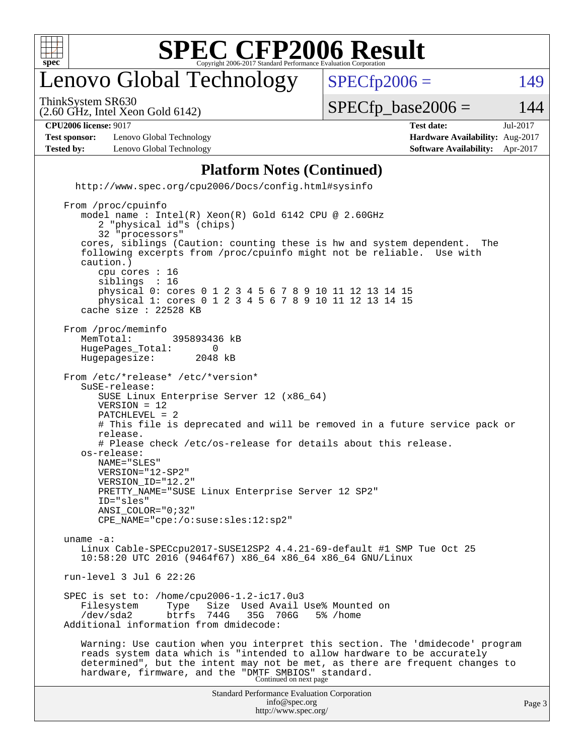# SPEC CFP2006 Result

Copyright 2006-2017 Standard Performance Evaluation Corporation

## Lenovo Global Technology

ThinkSystem SR630
(2.60 GHz, Intel Xeon Gold 6142)

SPECfp2006 = 149

SPECfp_base2006 = 144

| | | | |
|---|---|---|---|
| **CPU2006 license:** 9017 | | **Test date:** | Jul-2017 |
| **Test sponsor:** | Lenovo Global Technology | **Hardware Availability:** | Aug-2017 |
| **Tested by:** | Lenovo Global Technology | **Software Availability:** | Apr-2017 |

### Platform Notes (Continued)

```
    http://www.spec.org/cpu2006/Docs/config.html#sysinfo

 From /proc/cpuinfo
    model name : Intel(R) Xeon(R) Gold 6142 CPU @ 2.60GHz
       2 "physical id"s (chips)
       32 "processors"
    cores, siblings (Caution: counting these is hw and system dependent.  The
    following excerpts from /proc/cpuinfo might not be reliable.  Use with
    caution.)
       cpu cores : 16
       siblings  : 16
       physical 0: cores 0 1 2 3 4 5 6 7 8 9 10 11 12 13 14 15
       physical 1: cores 0 1 2 3 4 5 6 7 8 9 10 11 12 13 14 15
    cache size : 22528 KB

 From /proc/meminfo
    MemTotal:       395893436 kB
    HugePages_Total:       0
    Hugepagesize:       2048 kB

 From /etc/*release* /etc/*version*
    SuSE-release:
       SUSE Linux Enterprise Server 12 (x86_64)
       VERSION = 12
       PATCHLEVEL = 2
       # This file is deprecated and will be removed in a future service pack or
       release.
       # Please check /etc/os-release for details about this release.
    os-release:
       NAME="SLES"
       VERSION="12-SP2"
       VERSION_ID="12.2"
       PRETTY_NAME="SUSE Linux Enterprise Server 12 SP2"
       ID="sles"
       ANSI_COLOR="0;32"
       CPE_NAME="cpe:/o:suse:sles:12:sp2"

 uname -a:
    Linux Cable-SPECcpu2017-SUSE12SP2 4.4.21-69-default #1 SMP Tue Oct 25
    10:58:20 UTC 2016 (9464f67) x86_64 x86_64 x86_64 GNU/Linux

 run-level 3 Jul 6 22:26

 SPEC is set to: /home/cpu2006-1.2-ic17.0u3
    Filesystem     Type   Size  Used Avail Use% Mounted on
    /dev/sda2      btrfs  744G   35G  706G   5% /home
 Additional information from dmidecode:

    Warning: Use caution when you interpret this section. The 'dmidecode' program
    reads system data which is "intended to allow hardware to be accurately
    determined", but the intent may not be met, as there are frequent changes to
    hardware, firmware, and the "DMTF SMBIOS" standard.
```

Continued on next page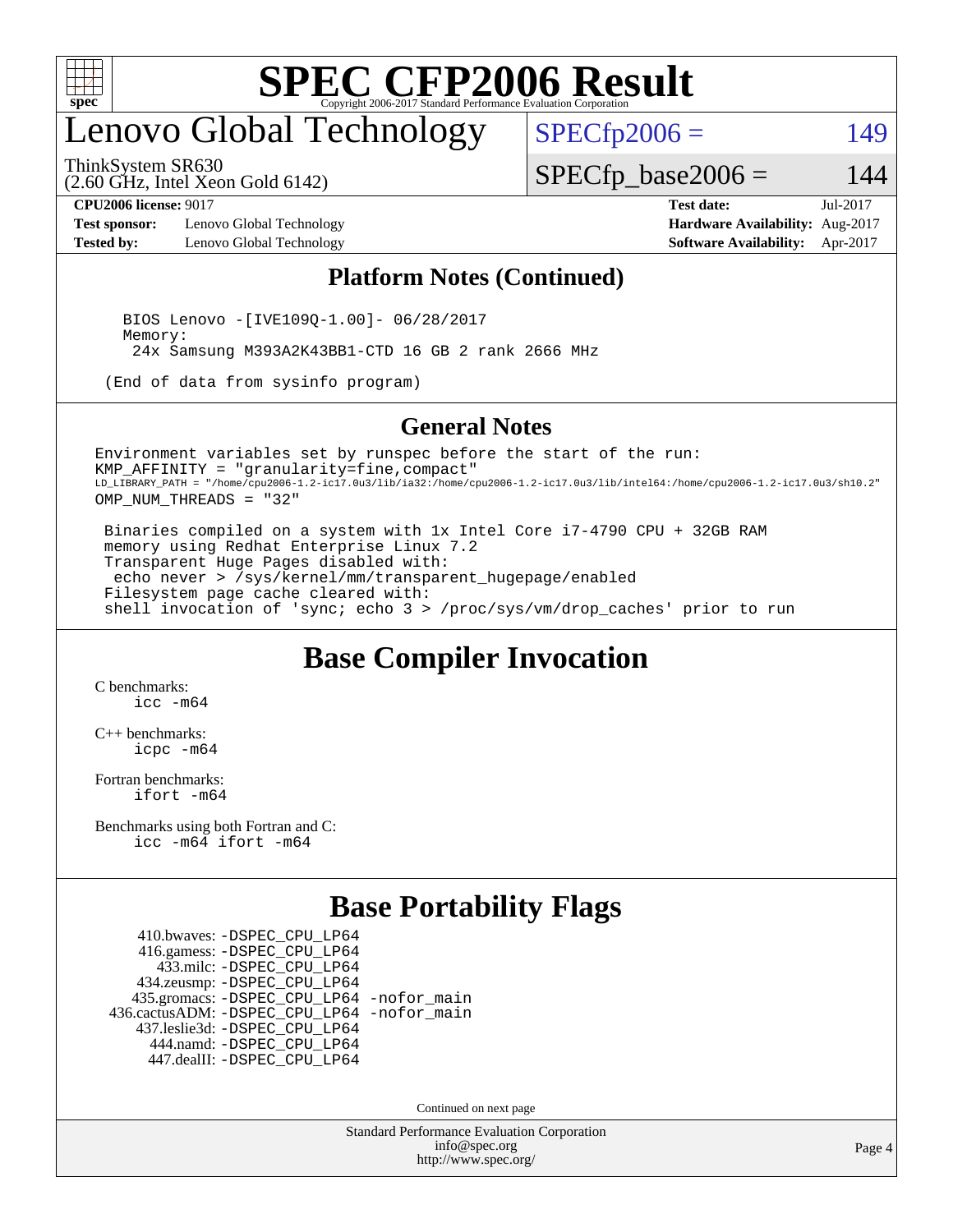# Lenovo Global Technology

ThinkSystem SR630
(2.60 GHz, Intel Xeon Gold 6142)

SPECfp2006 = 149

SPECfp_base2006 = 144

**CPU2006 license:** 9017
**Test sponsor:** Lenovo Global Technology
**Tested by:** Lenovo Global Technology

**Test date:** Jul-2017
**Hardware Availability:** Aug-2017
**Software Availability:** Apr-2017

## Platform Notes (Continued)

```
   BIOS Lenovo -[IVE109Q-1.00]- 06/28/2017
   Memory:
    24x Samsung M393A2K43BB1-CTD 16 GB 2 rank 2666 MHz

  (End of data from sysinfo program)
```

## General Notes

```
Environment variables set by runspec before the start of the run:
KMP_AFFINITY = "granularity=fine,compact"
LD_LIBRARY_PATH = "/home/cpu2006-1.2-ic17.0u3/lib/ia32:/home/cpu2006-1.2-ic17.0u3/lib/intel64:/home/cpu2006-1.2-ic17.0u3/sh10.2"
OMP_NUM_THREADS = "32"

 Binaries compiled on a system with 1x Intel Core i7-4790 CPU + 32GB RAM
 memory using Redhat Enterprise Linux 7.2
 Transparent Huge Pages disabled with:
  echo never > /sys/kernel/mm/transparent_hugepage/enabled
 Filesystem page cache cleared with:
 shell invocation of 'sync; echo 3 > /proc/sys/vm/drop_caches' prior to run
```

## Base Compiler Invocation

C benchmarks:
icc -m64

C++ benchmarks:
icpc -m64

Fortran benchmarks:
ifort -m64

Benchmarks using both Fortran and C:
icc -m64 ifort -m64

## Base Portability Flags

410.bwaves: -DSPEC_CPU_LP64
416.gamess: -DSPEC_CPU_LP64
433.milc: -DSPEC_CPU_LP64
434.zeusmp: -DSPEC_CPU_LP64
435.gromacs: -DSPEC_CPU_LP64 -nofor_main
436.cactusADM: -DSPEC_CPU_LP64 -nofor_main
437.leslie3d: -DSPEC_CPU_LP64
444.namd: -DSPEC_CPU_LP64
447.dealII: -DSPEC_CPU_LP64

Continued on next page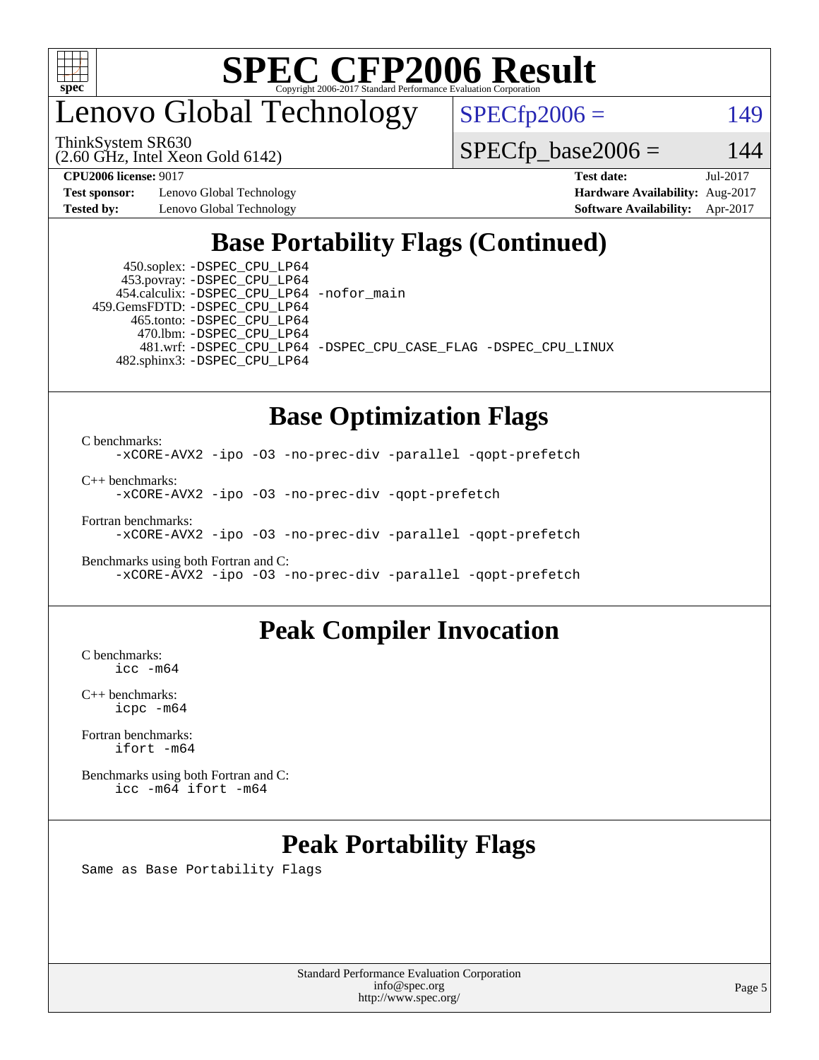## Base Portability Flags (Continued)

```
   450.soplex: -DSPEC_CPU_LP64
   453.povray: -DSPEC_CPU_LP64
  454.calculix: -DSPEC_CPU_LP64 -nofor_main
 459.GemsFDTD: -DSPEC_CPU_LP64
    465.tonto: -DSPEC_CPU_LP64
      470.lbm: -DSPEC_CPU_LP64
      481.wrf: -DSPEC_CPU_LP64 -DSPEC_CPU_CASE_FLAG -DSPEC_CPU_LINUX
  482.sphinx3: -DSPEC_CPU_LP64
```

## Base Optimization Flags

C benchmarks:
```
-xCORE-AVX2 -ipo -O3 -no-prec-div -parallel -qopt-prefetch
```

C++ benchmarks:
```
-xCORE-AVX2 -ipo -O3 -no-prec-div -qopt-prefetch
```

Fortran benchmarks:
```
-xCORE-AVX2 -ipo -O3 -no-prec-div -parallel -qopt-prefetch
```

Benchmarks using both Fortran and C:
```
-xCORE-AVX2 -ipo -O3 -no-prec-div -parallel -qopt-prefetch
```

## Peak Compiler Invocation

C benchmarks:
```
icc -m64
```

C++ benchmarks:
```
icpc -m64
```

Fortran benchmarks:
```
ifort -m64
```

Benchmarks using both Fortran and C:
```
icc -m64 ifort -m64
```

## Peak Portability Flags

Same as Base Portability Flags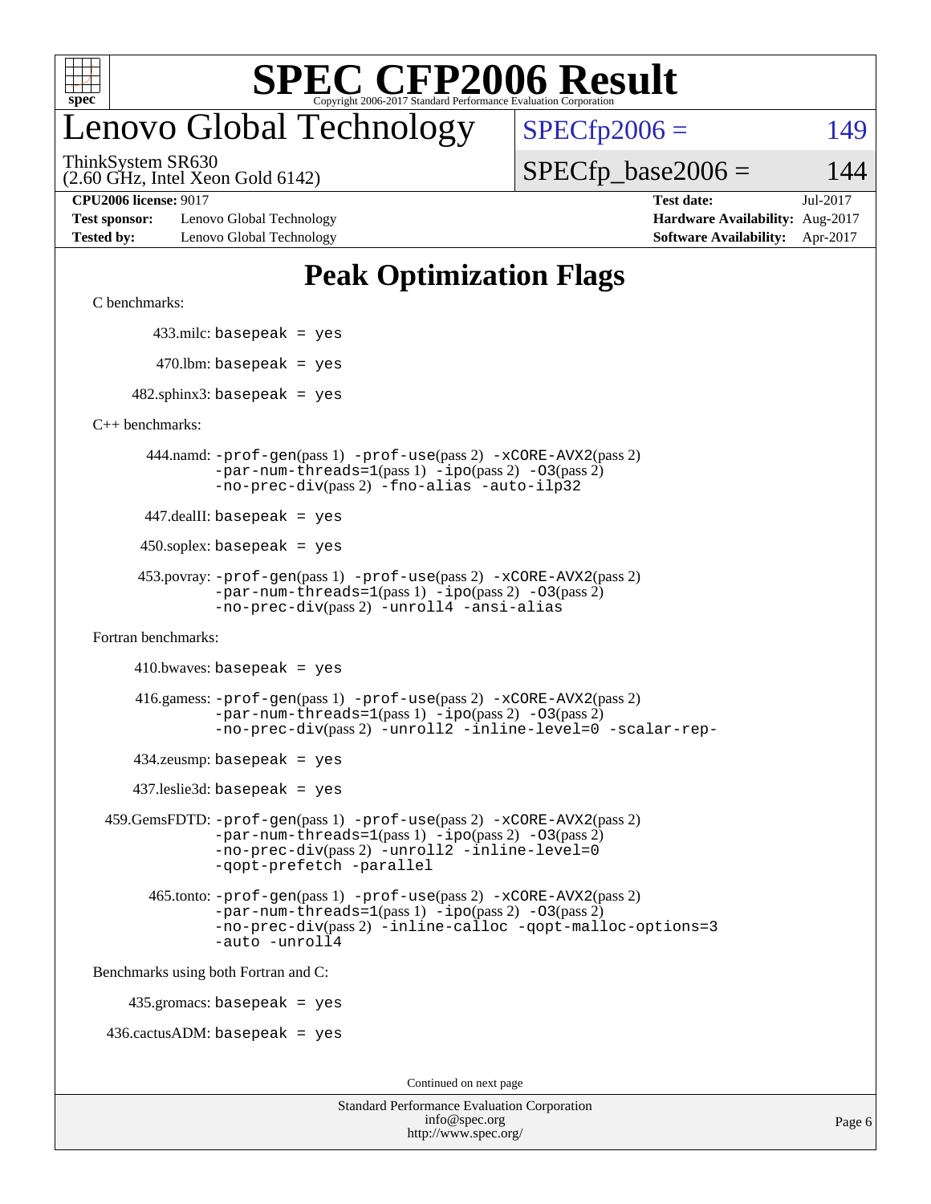# SPEC CFP2006 Result

Copyright 2006-2017 Standard Performance Evaluation Corporation

## Lenovo Global Technology

ThinkSystem SR630
(2.60 GHz, Intel Xeon Gold 6142)

SPECfp2006 = 149

SPECfp_base2006 = 144

**CPU2006 license:** 9017
**Test sponsor:** Lenovo Global Technology
**Tested by:** Lenovo Global Technology

**Test date:** Jul-2017
**Hardware Availability:** Aug-2017
**Software Availability:** Apr-2017

## Peak Optimization Flags

C benchmarks:

433.milc: basepeak = yes

470.lbm: basepeak = yes

482.sphinx3: basepeak = yes

C++ benchmarks:

444.namd: -prof-gen(pass 1) -prof-use(pass 2) -xCORE-AVX2(pass 2) -par-num-threads=1(pass 1) -ipo(pass 2) -O3(pass 2) -no-prec-div(pass 2) -fno-alias -auto-ilp32

447.dealII: basepeak = yes

450.soplex: basepeak = yes

453.povray: -prof-gen(pass 1) -prof-use(pass 2) -xCORE-AVX2(pass 2) -par-num-threads=1(pass 1) -ipo(pass 2) -O3(pass 2) -no-prec-div(pass 2) -unroll4 -ansi-alias

Fortran benchmarks:

410.bwaves: basepeak = yes

416.gamess: -prof-gen(pass 1) -prof-use(pass 2) -xCORE-AVX2(pass 2) -par-num-threads=1(pass 1) -ipo(pass 2) -O3(pass 2) -no-prec-div(pass 2) -unroll2 -inline-level=0 -scalar-rep-

434.zeusmp: basepeak = yes

437.leslie3d: basepeak = yes

459.GemsFDTD: -prof-gen(pass 1) -prof-use(pass 2) -xCORE-AVX2(pass 2) -par-num-threads=1(pass 1) -ipo(pass 2) -O3(pass 2) -no-prec-div(pass 2) -unroll2 -inline-level=0 -qopt-prefetch -parallel

465.tonto: -prof-gen(pass 1) -prof-use(pass 2) -xCORE-AVX2(pass 2) -par-num-threads=1(pass 1) -ipo(pass 2) -O3(pass 2) -no-prec-div(pass 2) -inline-calloc -qopt-malloc-options=3 -auto -unroll4

Benchmarks using both Fortran and C:

435.gromacs: basepeak = yes

436.cactusADM: basepeak = yes

Continued on next page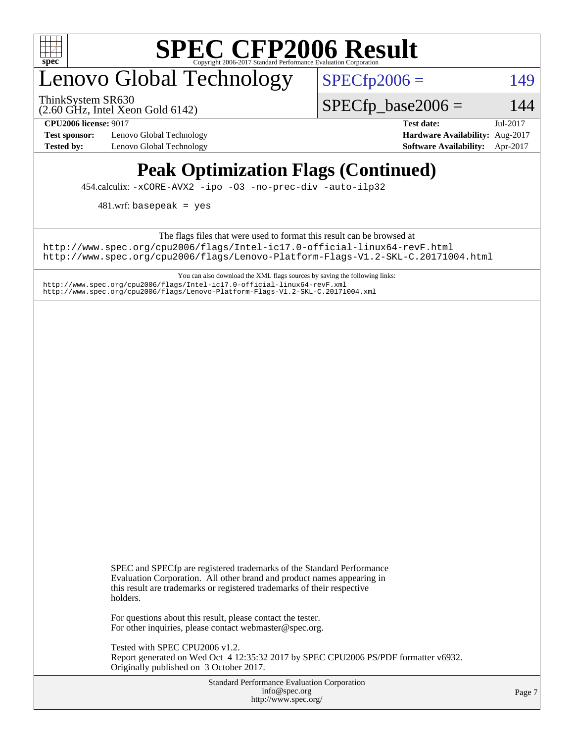# Peak Optimization Flags (Continued)

454.calculix: `-xCORE-AVX2 -ipo -O3 -no-prec-div -auto-ilp32`

481.wrf: `basepeak = yes`

The flags files that were used to format this result can be browsed at
http://www.spec.org/cpu2006/flags/Intel-ic17.0-official-linux64-revF.html
http://www.spec.org/cpu2006/flags/Lenovo-Platform-Flags-V1.2-SKL-C.20171004.html

You can also download the XML flags sources by saving the following links:
http://www.spec.org/cpu2006/flags/Intel-ic17.0-official-linux64-revF.xml
http://www.spec.org/cpu2006/flags/Lenovo-Platform-Flags-V1.2-SKL-C.20171004.xml

SPEC and SPECfp are registered trademarks of the Standard Performance Evaluation Corporation. All other brand and product names appearing in this result are trademarks or registered trademarks of their respective holders.

For questions about this result, please contact the tester.
For other inquiries, please contact webmaster@spec.org.

Tested with SPEC CPU2006 v1.2.
Report generated on Wed Oct 4 12:35:32 2017 by SPEC CPU2006 PS/PDF formatter v6932.
Originally published on 3 October 2017.